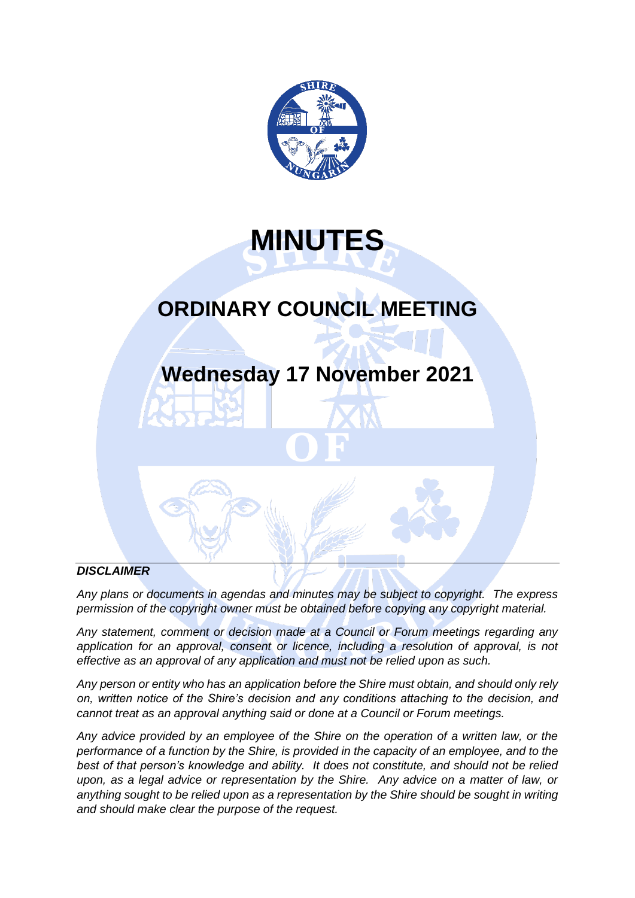# MINUTES

## ORDINARY COUNCIL MEETING

## Wednesday 17 November 2021

***DISCLAIMER***

*Any plans or documents in agendas and minutes may be subject to copyright. The express permission of the copyright owner must be obtained before copying any copyright material.*

*Any statement, comment or decision made at a Council or Forum meetings regarding any application for an approval, consent or licence, including a resolution of approval, is not effective as an approval of any application and must not be relied upon as such.*

*Any person or entity who has an application before the Shire must obtain, and should only rely on, written notice of the Shire's decision and any conditions attaching to the decision, and cannot treat as an approval anything said or done at a Council or Forum meetings.*

*Any advice provided by an employee of the Shire on the operation of a written law, or the performance of a function by the Shire, is provided in the capacity of an employee, and to the best of that person's knowledge and ability. It does not constitute, and should not be relied upon, as a legal advice or representation by the Shire. Any advice on a matter of law, or anything sought to be relied upon as a representation by the Shire should be sought in writing and should make clear the purpose of the request.*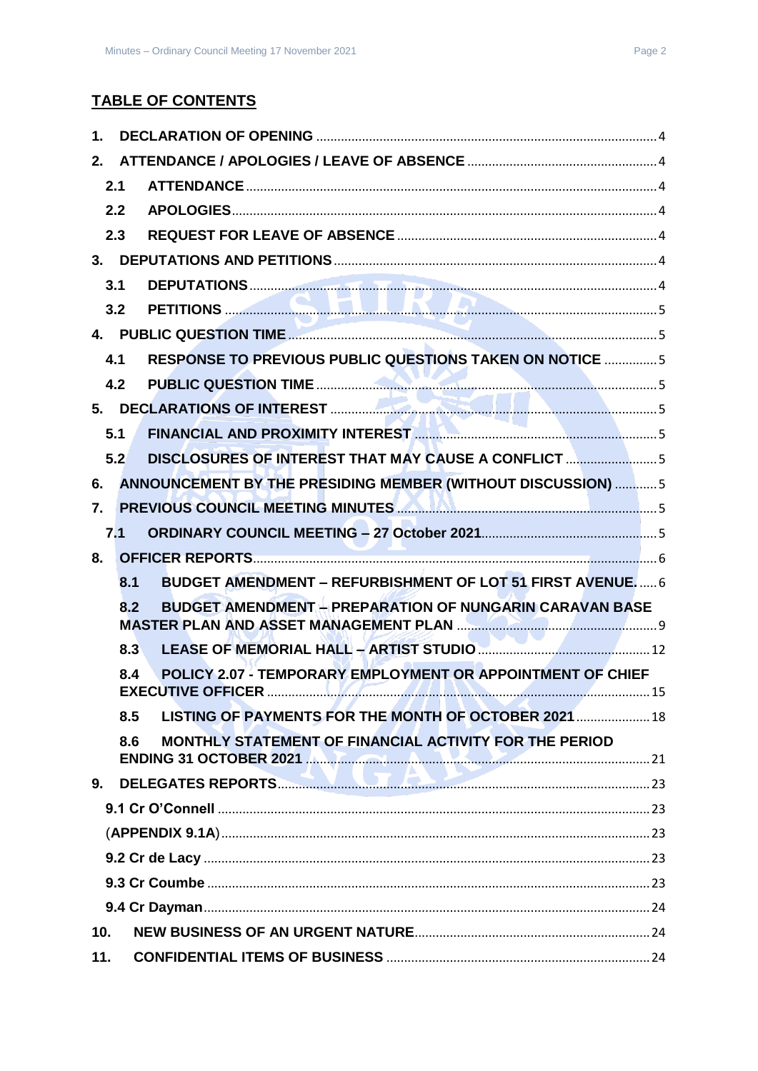## TABLE OF CONTENTS

**1. DECLARATION OF OPENING** .......... 4

**2. ATTENDANCE / APOLOGIES / LEAVE OF ABSENCE** .......... 4

- **2.1 ATTENDANCE** .......... 4
- **2.2 APOLOGIES** .......... 4
- **2.3 REQUEST FOR LEAVE OF ABSENCE** .......... 4

**3. DEPUTATIONS AND PETITIONS** .......... 4

- **3.1 DEPUTATIONS** .......... 4
- **3.2 PETITIONS** .......... 5

**4. PUBLIC QUESTION TIME** .......... 5

- **4.1 RESPONSE TO PREVIOUS PUBLIC QUESTIONS TAKEN ON NOTICE** .......... 5
- **4.2 PUBLIC QUESTION TIME** .......... 5

**5. DECLARATIONS OF INTEREST** .......... 5

- **5.1 FINANCIAL AND PROXIMITY INTEREST** .......... 5
- **5.2 DISCLOSURES OF INTEREST THAT MAY CAUSE A CONFLICT** .......... 5

**6. ANNOUNCEMENT BY THE PRESIDING MEMBER (WITHOUT DISCUSSION)** .......... 5

**7. PREVIOUS COUNCIL MEETING MINUTES** .......... 5

- **7.1 ORDINARY COUNCIL MEETING – 27 October 2021** .......... 5

**8. OFFICER REPORTS** .......... 6

- **8.1 BUDGET AMENDMENT – REFURBISHMENT OF LOT 51 FIRST AVENUE.** .......... 6
- **8.2 BUDGET AMENDMENT – PREPARATION OF NUNGARIN CARAVAN BASE MASTER PLAN AND ASSET MANAGEMENT PLAN** .......... 9
- **8.3 LEASE OF MEMORIAL HALL – ARTIST STUDIO** .......... 12
- **8.4 POLICY 2.07 - TEMPORARY EMPLOYMENT OR APPOINTMENT OF CHIEF EXECUTIVE OFFICER** .......... 15
- **8.5 LISTING OF PAYMENTS FOR THE MONTH OF OCTOBER 2021** .......... 18
- **8.6 MONTHLY STATEMENT OF FINANCIAL ACTIVITY FOR THE PERIOD ENDING 31 OCTOBER 2021** .......... 21

**9. DELEGATES REPORTS** .......... 23

- **9.1 Cr O'Connell** .......... 23
- (**APPENDIX 9.1A**) .......... 23
- **9.2 Cr de Lacy** .......... 23
- **9.3 Cr Coumbe** .......... 23
- **9.4 Cr Dayman** .......... 24

**10. NEW BUSINESS OF AN URGENT NATURE** .......... 24

**11. CONFIDENTIAL ITEMS OF BUSINESS** .......... 24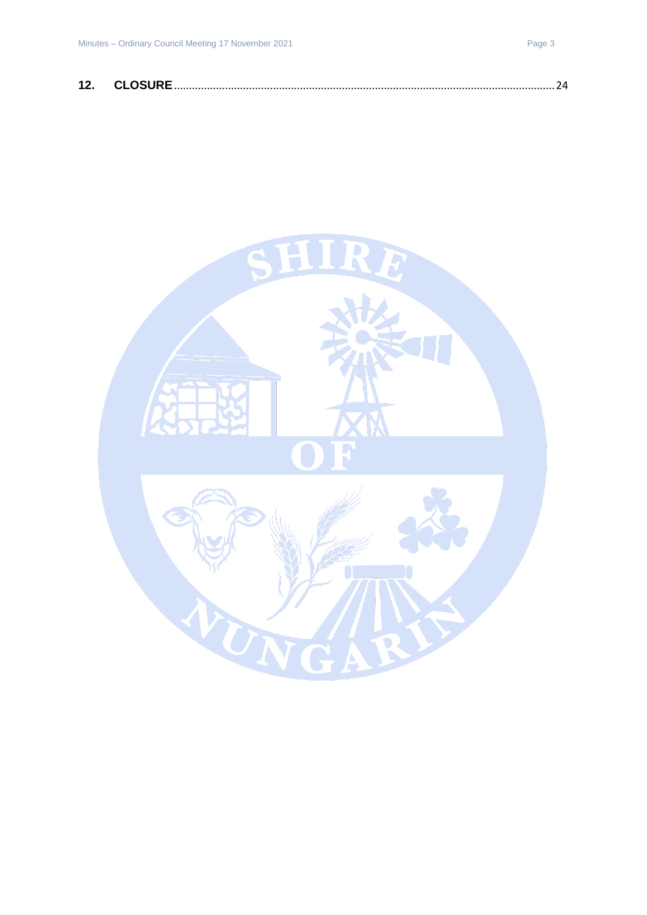**12. CLOSURE**.......................................................................................................................24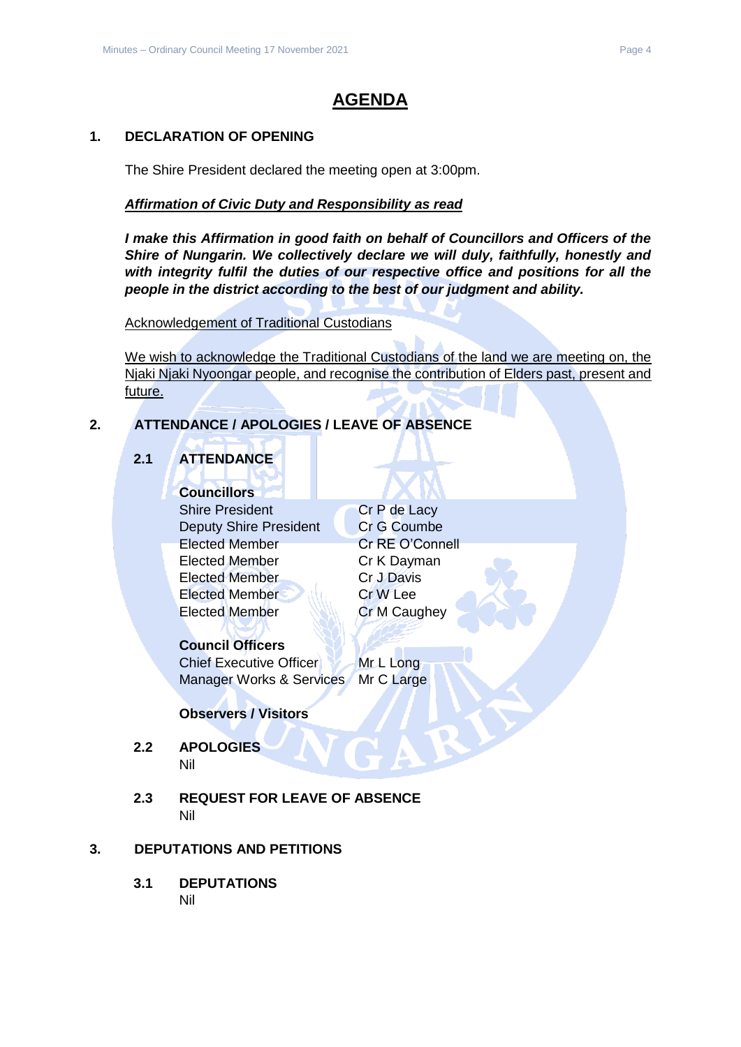# AGENDA

## 1. DECLARATION OF OPENING

The Shire President declared the meeting open at 3:00pm.

***Affirmation of Civic Duty and Responsibility as read***

***I make this Affirmation in good faith on behalf of Councillors and Officers of the Shire of Nungarin. We collectively declare we will duly, faithfully, honestly and with integrity fulfil the duties of our respective office and positions for all the people in the district according to the best of our judgment and ability.***

Acknowledgement of Traditional Custodians

We wish to acknowledge the Traditional Custodians of the land we are meeting on, the Njaki Njaki Nyoongar people, and recognise the contribution of Elders past, present and future.

## 2. ATTENDANCE / APOLOGIES / LEAVE OF ABSENCE

### 2.1 ATTENDANCE

**Councillors**

| | |
|---|---|
| Shire President | Cr P de Lacy |
| Deputy Shire President | Cr G Coumbe |
| Elected Member | Cr RE O'Connell |
| Elected Member | Cr K Dayman |
| Elected Member | Cr J Davis |
| Elected Member | Cr W Lee |
| Elected Member | Cr M Caughey |

**Council Officers**

| | |
|---|---|
| Chief Executive Officer | Mr L Long |
| Manager Works & Services | Mr C Large |

**Observers / Visitors**

### 2.2 APOLOGIES

Nil

### 2.3 REQUEST FOR LEAVE OF ABSENCE

Nil

## 3. DEPUTATIONS AND PETITIONS

### 3.1 DEPUTATIONS

Nil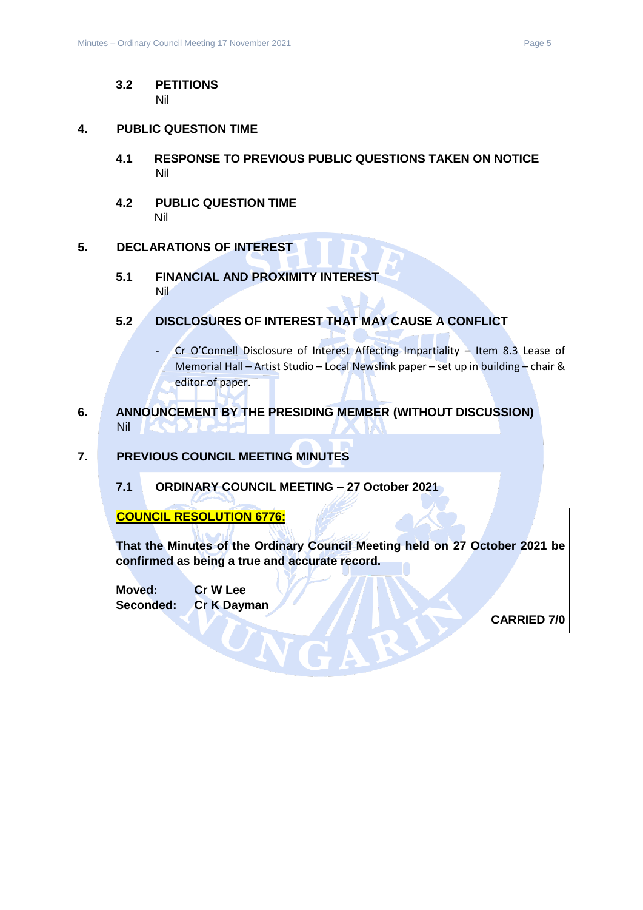### 3.2 PETITIONS

Nil

## 4. PUBLIC QUESTION TIME

### 4.1 RESPONSE TO PREVIOUS PUBLIC QUESTIONS TAKEN ON NOTICE

Nil

### 4.2 PUBLIC QUESTION TIME

Nil

## 5. DECLARATIONS OF INTEREST

### 5.1 FINANCIAL AND PROXIMITY INTEREST

Nil

### 5.2 DISCLOSURES OF INTEREST THAT MAY CAUSE A CONFLICT

- Cr O'Connell Disclosure of Interest Affecting Impartiality – Item 8.3 Lease of Memorial Hall – Artist Studio – Local Newslink paper – set up in building – chair & editor of paper.

## 6. ANNOUNCEMENT BY THE PRESIDING MEMBER (WITHOUT DISCUSSION)

Nil

## 7. PREVIOUS COUNCIL MEETING MINUTES

### 7.1 ORDINARY COUNCIL MEETING – 27 October 2021

**COUNCIL RESOLUTION 6776:**

**That the Minutes of the Ordinary Council Meeting held on 27 October 2021 be confirmed as being a true and accurate record.**

**Moved:** **Cr W Lee**
**Seconded:** **Cr K Dayman**

**CARRIED 7/0**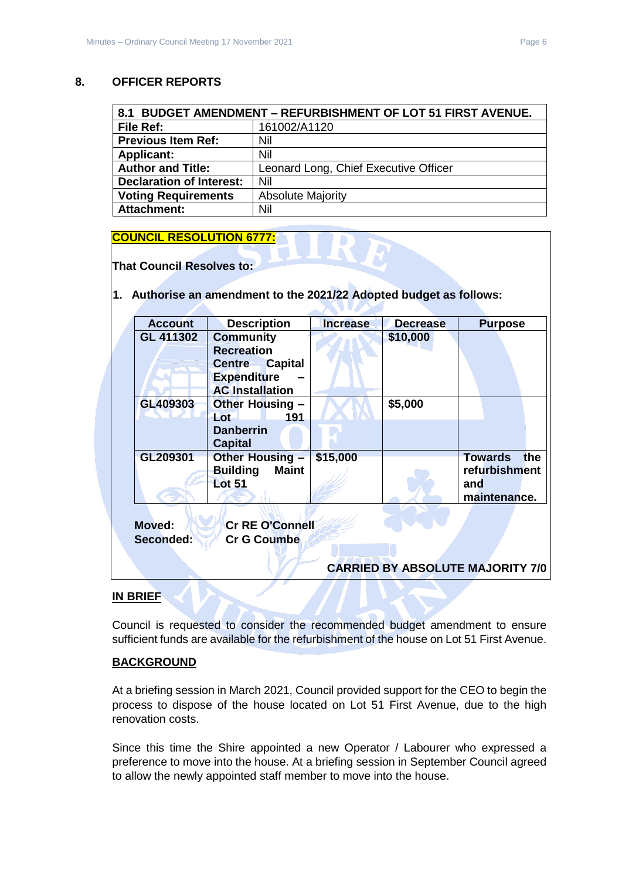## 8. OFFICER REPORTS

| 8.1 BUDGET AMENDMENT – REFURBISHMENT OF LOT 51 FIRST AVENUE. | |
|---|---|
| **File Ref:** | 161002/A1120 |
| **Previous Item Ref:** | Nil |
| **Applicant:** | Nil |
| **Author and Title:** | Leonard Long, Chief Executive Officer |
| **Declaration of Interest:** | Nil |
| **Voting Requirements** | Absolute Majority |
| **Attachment:** | Nil |

**COUNCIL RESOLUTION 6777:**

**That Council Resolves to:**

**1. Authorise an amendment to the 2021/22 Adopted budget as follows:**

| Account | Description | Increase | Decrease | Purpose |
|---|---|---|---|---|
| **GL 411302** | **Community Recreation Centre Capital Expenditure – AC Installation** | | **$10,000** | |
| **GL409303** | **Other Housing – Lot 191 Danberrin Capital** | | **$5,000** | |
| **GL209301** | **Other Housing – Building Maint Lot 51** | **$15,000** | | **Towards the refurbishment and maintenance.** |

**Moved:** **Cr RE O'Connell**
**Seconded:** **Cr G Coumbe**

**CARRIED BY ABSOLUTE MAJORITY 7/0**

**IN BRIEF**

Council is requested to consider the recommended budget amendment to ensure sufficient funds are available for the refurbishment of the house on Lot 51 First Avenue.

**BACKGROUND**

At a briefing session in March 2021, Council provided support for the CEO to begin the process to dispose of the house located on Lot 51 First Avenue, due to the high renovation costs.

Since this time the Shire appointed a new Operator / Labourer who expressed a preference to move into the house. At a briefing session in September Council agreed to allow the newly appointed staff member to move into the house.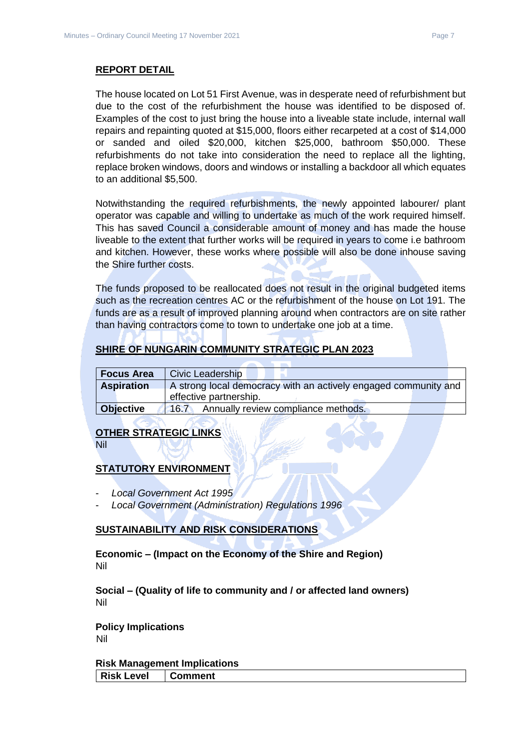## REPORT DETAIL

The house located on Lot 51 First Avenue, was in desperate need of refurbishment but due to the cost of the refurbishment the house was identified to be disposed of. Examples of the cost to just bring the house into a liveable state include, internal wall repairs and repainting quoted at $15,000, floors either recarpeted at a cost of $14,000 or sanded and oiled $20,000, kitchen $25,000, bathroom $50,000. These refurbishments do not take into consideration the need to replace all the lighting, replace broken windows, doors and windows or installing a backdoor all which equates to an additional $5,500.

Notwithstanding the required refurbishments, the newly appointed labourer/ plant operator was capable and willing to undertake as much of the work required himself. This has saved Council a considerable amount of money and has made the house liveable to the extent that further works will be required in years to come i.e bathroom and kitchen. However, these works where possible will also be done inhouse saving the Shire further costs.

The funds proposed to be reallocated does not result in the original budgeted items such as the recreation centres AC or the refurbishment of the house on Lot 191. The funds are as a result of improved planning around when contractors are on site rather than having contractors come to town to undertake one job at a time.

## SHIRE OF NUNGARIN COMMUNITY STRATEGIC PLAN 2023

| | |
|---|---|
| **Focus Area** | Civic Leadership |
| **Aspiration** | A strong local democracy with an actively engaged community and effective partnership. |
| **Objective** | 16.7 Annually review compliance methods. |

## OTHER STRATEGIC LINKS

Nil

## STATUTORY ENVIRONMENT

- *Local Government Act 1995*
- *Local Government (Administration) Regulations 1996*

## SUSTAINABILITY AND RISK CONSIDERATIONS

**Economic – (Impact on the Economy of the Shire and Region)**
Nil

**Social – (Quality of life to community and / or affected land owners)**
Nil

**Policy Implications**
Nil

**Risk Management Implications**

| Risk Level | Comment |
|---|---|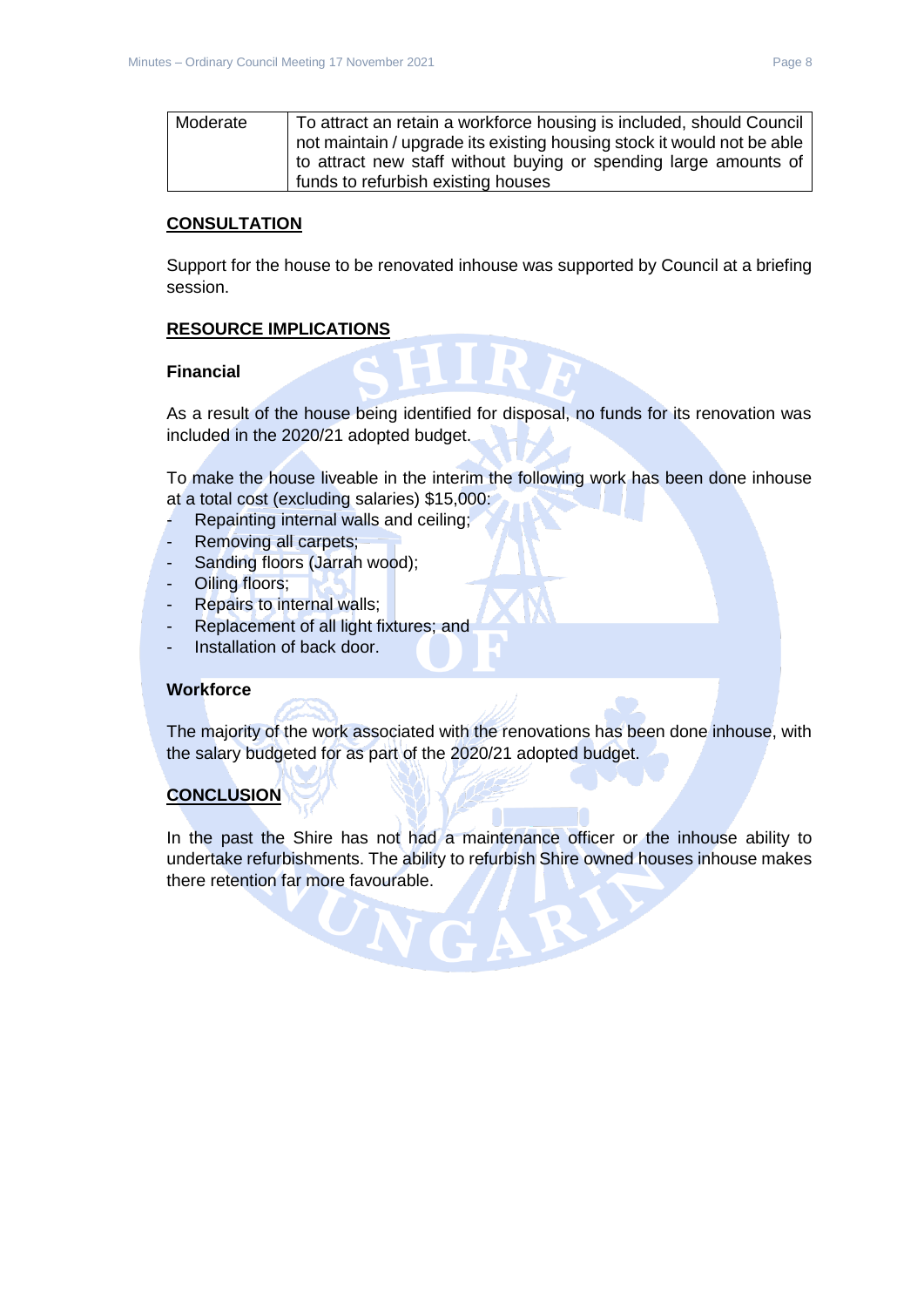| Moderate | To attract an retain a workforce housing is included, should Council not maintain / upgrade its existing housing stock it would not be able to attract new staff without buying or spending large amounts of funds to refurbish existing houses |
|---|---|

## CONSULTATION

Support for the house to be renovated inhouse was supported by Council at a briefing session.

## RESOURCE IMPLICATIONS

### Financial

As a result of the house being identified for disposal, no funds for its renovation was included in the 2020/21 adopted budget.

To make the house liveable in the interim the following work has been done inhouse at a total cost (excluding salaries) $15,000:

- Repainting internal walls and ceiling;
- Removing all carpets;
- Sanding floors (Jarrah wood);
- Oiling floors;
- Repairs to internal walls;
- Replacement of all light fixtures; and
- Installation of back door.

### Workforce

The majority of the work associated with the renovations has been done inhouse, with the salary budgeted for as part of the 2020/21 adopted budget.

## CONCLUSION

In the past the Shire has not had a maintenance officer or the inhouse ability to undertake refurbishments. The ability to refurbish Shire owned houses inhouse makes there retention far more favourable.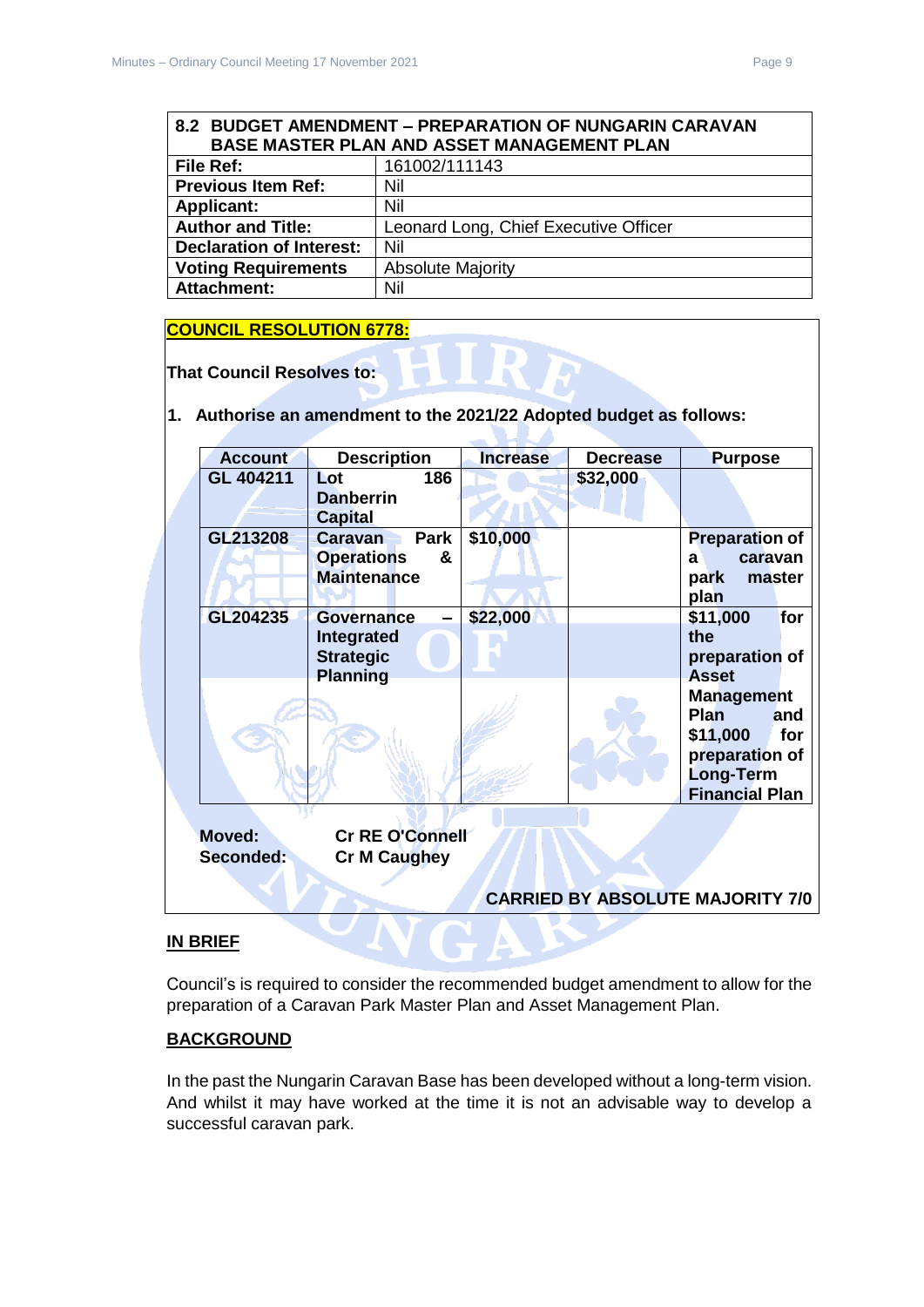| 8.2 BUDGET AMENDMENT – PREPARATION OF NUNGARIN CARAVAN BASE MASTER PLAN AND ASSET MANAGEMENT PLAN | |
|---|---|
| **File Ref:** | 161002/111143 |
| **Previous Item Ref:** | Nil |
| **Applicant:** | Nil |
| **Author and Title:** | Leonard Long, Chief Executive Officer |
| **Declaration of Interest:** | Nil |
| **Voting Requirements** | Absolute Majority |
| **Attachment:** | Nil |

**COUNCIL RESOLUTION 6778:**

**That Council Resolves to:**

**1. Authorise an amendment to the 2021/22 Adopted budget as follows:**

| Account | Description | Increase | Decrease | Purpose |
|---|---|---|---|---|
| **GL 404211** | **Lot 186 Danberrin Capital** | | **$32,000** | |
| **GL213208** | **Caravan Park Operations & Maintenance** | **$10,000** | | **Preparation of a caravan park master plan** |
| **GL204235** | **Governance – Integrated Strategic Planning** | **$22,000** | | **$11,000 for the preparation of Asset Management Plan and $11,000 for preparation of Long-Term Financial Plan** |

**Moved:** **Cr RE O'Connell**
**Seconded:** **Cr M Caughey**

**CARRIED BY ABSOLUTE MAJORITY 7/0**

## IN BRIEF

Council's is required to consider the recommended budget amendment to allow for the preparation of a Caravan Park Master Plan and Asset Management Plan.

## BACKGROUND

In the past the Nungarin Caravan Base has been developed without a long-term vision. And whilst it may have worked at the time it is not an advisable way to develop a successful caravan park.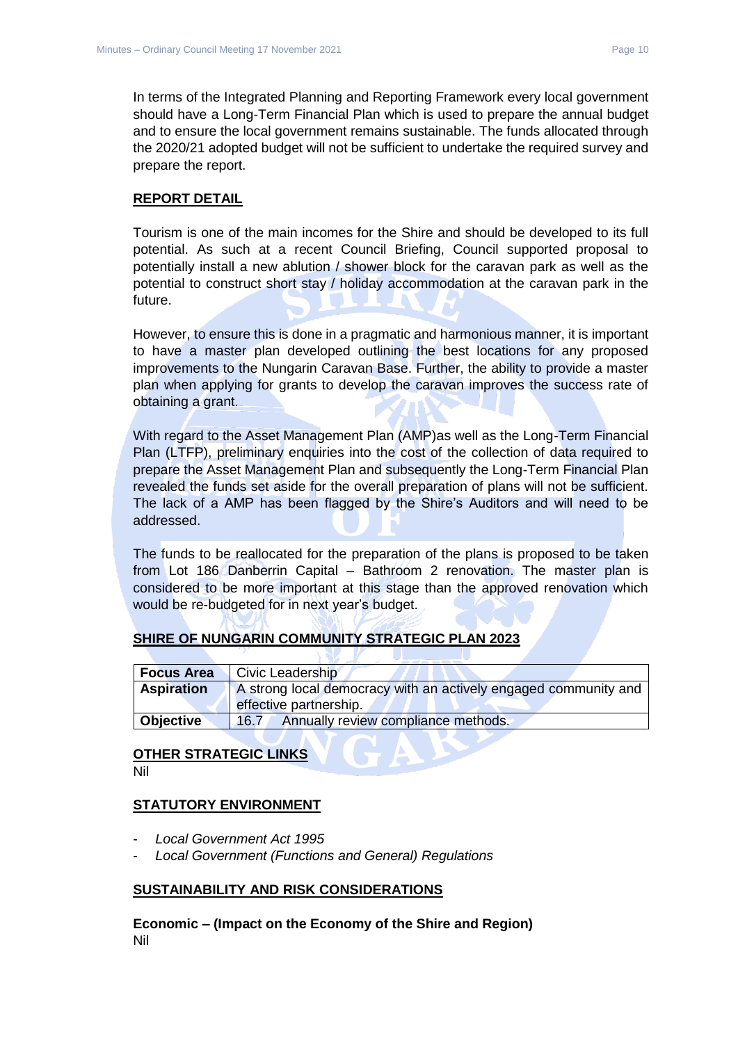In terms of the Integrated Planning and Reporting Framework every local government should have a Long-Term Financial Plan which is used to prepare the annual budget and to ensure the local government remains sustainable. The funds allocated through the 2020/21 adopted budget will not be sufficient to undertake the required survey and prepare the report.

## REPORT DETAIL

Tourism is one of the main incomes for the Shire and should be developed to its full potential. As such at a recent Council Briefing, Council supported proposal to potentially install a new ablution / shower block for the caravan park as well as the potential to construct short stay / holiday accommodation at the caravan park in the future.

However, to ensure this is done in a pragmatic and harmonious manner, it is important to have a master plan developed outlining the best locations for any proposed improvements to the Nungarin Caravan Base. Further, the ability to provide a master plan when applying for grants to develop the caravan improves the success rate of obtaining a grant.

With regard to the Asset Management Plan (AMP)as well as the Long-Term Financial Plan (LTFP), preliminary enquiries into the cost of the collection of data required to prepare the Asset Management Plan and subsequently the Long-Term Financial Plan revealed the funds set aside for the overall preparation of plans will not be sufficient. The lack of a AMP has been flagged by the Shire's Auditors and will need to be addressed.

The funds to be reallocated for the preparation of the plans is proposed to be taken from Lot 186 Danberrin Capital – Bathroom 2 renovation. The master plan is considered to be more important at this stage than the approved renovation which would be re-budgeted for in next year's budget.

## SHIRE OF NUNGARIN COMMUNITY STRATEGIC PLAN 2023

| **Focus Area** | Civic Leadership |
|---|---|
| **Aspiration** | A strong local democracy with an actively engaged community and effective partnership. |
| **Objective** | 16.7 Annually review compliance methods. |

## OTHER STRATEGIC LINKS

Nil

## STATUTORY ENVIRONMENT

- *Local Government Act 1995*
- *Local Government (Functions and General) Regulations*

## SUSTAINABILITY AND RISK CONSIDERATIONS

**Economic – (Impact on the Economy of the Shire and Region)**

Nil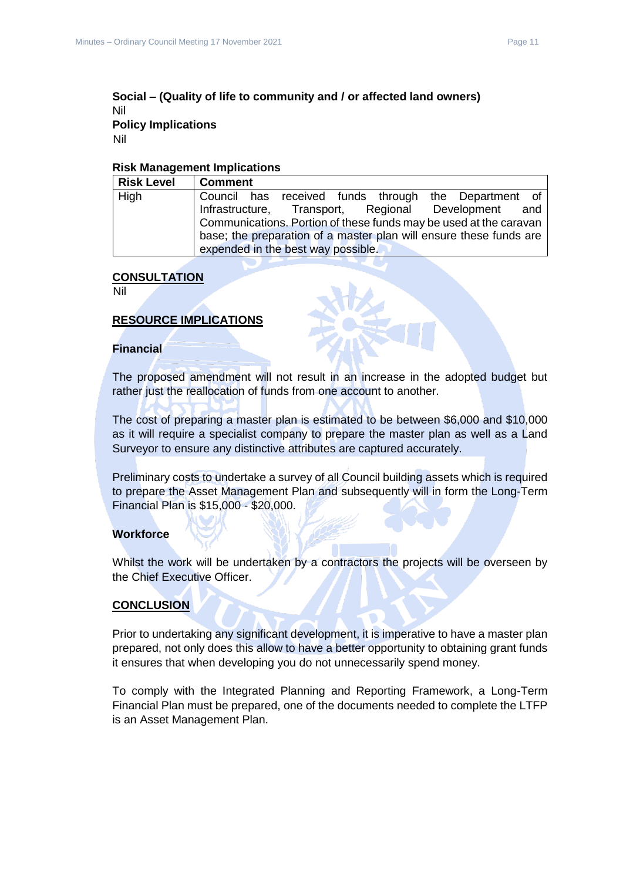**Social – (Quality of life to community and / or affected land owners)**
Nil

**Policy Implications**
Nil

**Risk Management Implications**

| Risk Level | Comment |
| --- | --- |
| High | Council has received funds through the Department of Infrastructure, Transport, Regional Development and Communications. Portion of these funds may be used at the caravan base; the preparation of a master plan will ensure these funds are expended in the best way possible. |

## CONSULTATION

Nil

## RESOURCE IMPLICATIONS

### Financial

The proposed amendment will not result in an increase in the adopted budget but rather just the reallocation of funds from one account to another.

The cost of preparing a master plan is estimated to be between $6,000 and $10,000 as it will require a specialist company to prepare the master plan as well as a Land Surveyor to ensure any distinctive attributes are captured accurately.

Preliminary costs to undertake a survey of all Council building assets which is required to prepare the Asset Management Plan and subsequently will in form the Long-Term Financial Plan is $15,000 - $20,000.

### Workforce

Whilst the work will be undertaken by a contractors the projects will be overseen by the Chief Executive Officer.

## CONCLUSION

Prior to undertaking any significant development, it is imperative to have a master plan prepared, not only does this allow to have a better opportunity to obtaining grant funds it ensures that when developing you do not unnecessarily spend money.

To comply with the Integrated Planning and Reporting Framework, a Long-Term Financial Plan must be prepared, one of the documents needed to complete the LTFP is an Asset Management Plan.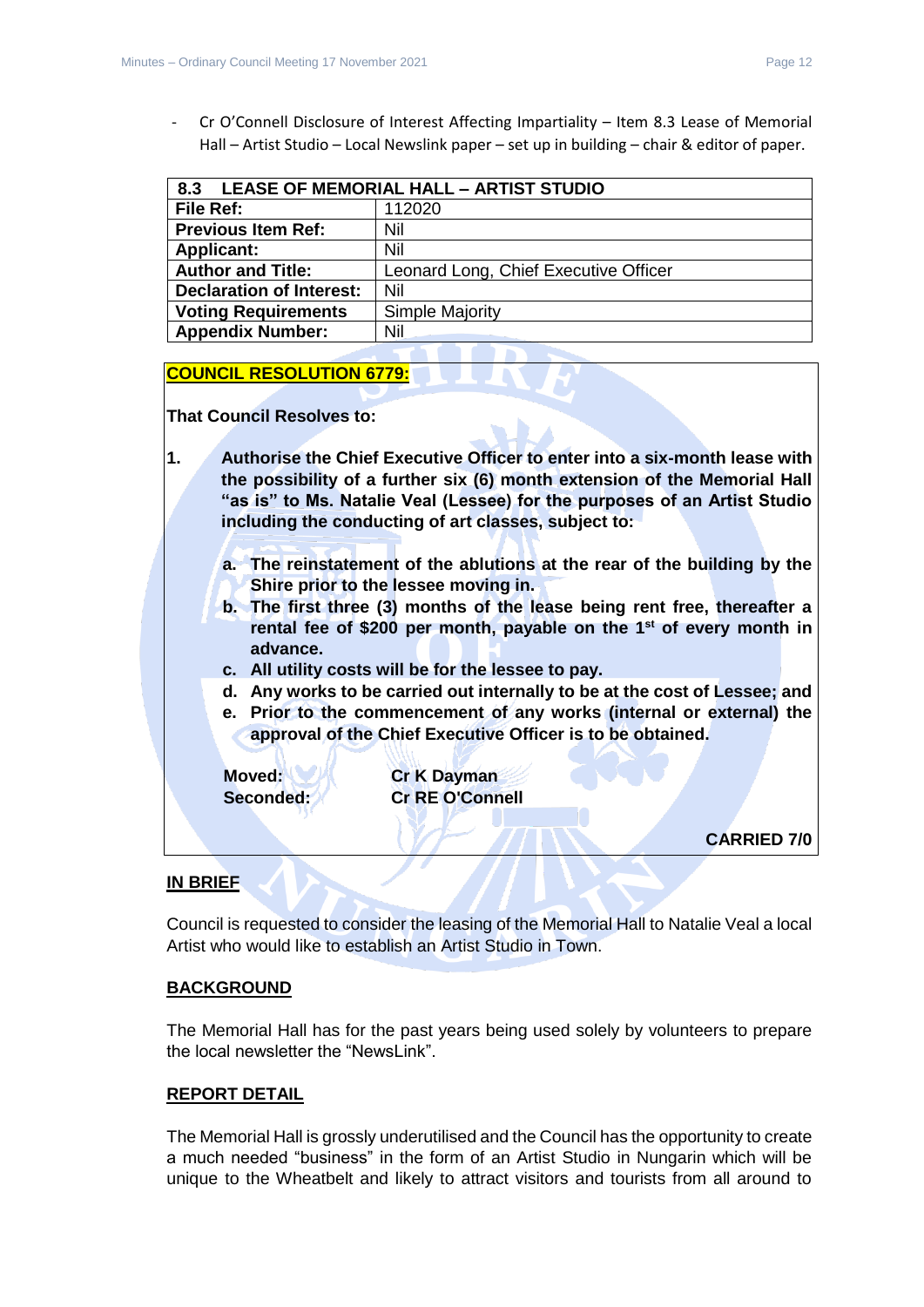- Cr O'Connell Disclosure of Interest Affecting Impartiality – Item 8.3 Lease of Memorial Hall – Artist Studio – Local Newslink paper – set up in building – chair & editor of paper.

| **8.3 LEASE OF MEMORIAL HALL – ARTIST STUDIO** | |
|---|---|
| **File Ref:** | 112020 |
| **Previous Item Ref:** | Nil |
| **Applicant:** | Nil |
| **Author and Title:** | Leonard Long, Chief Executive Officer |
| **Declaration of Interest:** | Nil |
| **Voting Requirements** | Simple Majority |
| **Appendix Number:** | Nil |

**COUNCIL RESOLUTION 6779:**

**That Council Resolves to:**

**1. Authorise the Chief Executive Officer to enter into a six-month lease with the possibility of a further six (6) month extension of the Memorial Hall "as is" to Ms. Natalie Veal (Lessee) for the purposes of an Artist Studio including the conducting of art classes, subject to:**

**a. The reinstatement of the ablutions at the rear of the building by the Shire prior to the lessee moving in.**

**b. The first three (3) months of the lease being rent free, thereafter a rental fee of $200 per month, payable on the 1st of every month in advance.**

**c. All utility costs will be for the lessee to pay.**

**d. Any works to be carried out internally to be at the cost of Lessee; and**

**e. Prior to the commencement of any works (internal or external) the approval of the Chief Executive Officer is to be obtained.**

**Moved:** **Cr K Dayman**
**Seconded:** **Cr RE O'Connell**

**CARRIED 7/0**

## IN BRIEF

Council is requested to consider the leasing of the Memorial Hall to Natalie Veal a local Artist who would like to establish an Artist Studio in Town.

## BACKGROUND

The Memorial Hall has for the past years being used solely by volunteers to prepare the local newsletter the "NewsLink".

## REPORT DETAIL

The Memorial Hall is grossly underutilised and the Council has the opportunity to create a much needed "business" in the form of an Artist Studio in Nungarin which will be unique to the Wheatbelt and likely to attract visitors and tourists from all around to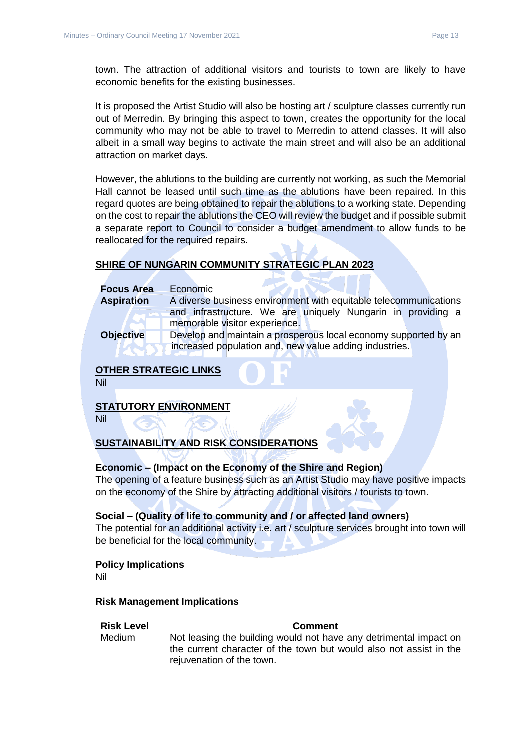town. The attraction of additional visitors and tourists to town are likely to have economic benefits for the existing businesses.

It is proposed the Artist Studio will also be hosting art / sculpture classes currently run out of Merredin. By bringing this aspect to town, creates the opportunity for the local community who may not be able to travel to Merredin to attend classes. It will also albeit in a small way begins to activate the main street and will also be an additional attraction on market days.

However, the ablutions to the building are currently not working, as such the Memorial Hall cannot be leased until such time as the ablutions have been repaired. In this regard quotes are being obtained to repair the ablutions to a working state. Depending on the cost to repair the ablutions the CEO will review the budget and if possible submit a separate report to Council to consider a budget amendment to allow funds to be reallocated for the required repairs.

## SHIRE OF NUNGARIN COMMUNITY STRATEGIC PLAN 2023

| **Focus Area** | Economic |
|---|---|
| **Aspiration** | A diverse business environment with equitable telecommunications and infrastructure. We are uniquely Nungarin in providing a memorable visitor experience. |
| **Objective** | Develop and maintain a prosperous local economy supported by an increased population and, new value adding industries. |

## OTHER STRATEGIC LINKS

Nil

## STATUTORY ENVIRONMENT

Nil

## SUSTAINABILITY AND RISK CONSIDERATIONS

**Economic – (Impact on the Economy of the Shire and Region)**
The opening of a feature business such as an Artist Studio may have positive impacts on the economy of the Shire by attracting additional visitors / tourists to town.

**Social – (Quality of life to community and / or affected land owners)**
The potential for an additional activity i.e. art / sculpture services brought into town will be beneficial for the local community.

**Policy Implications**
Nil

**Risk Management Implications**

| Risk Level | Comment |
|---|---|
| Medium | Not leasing the building would not have any detrimental impact on the current character of the town but would also not assist in the rejuvenation of the town. |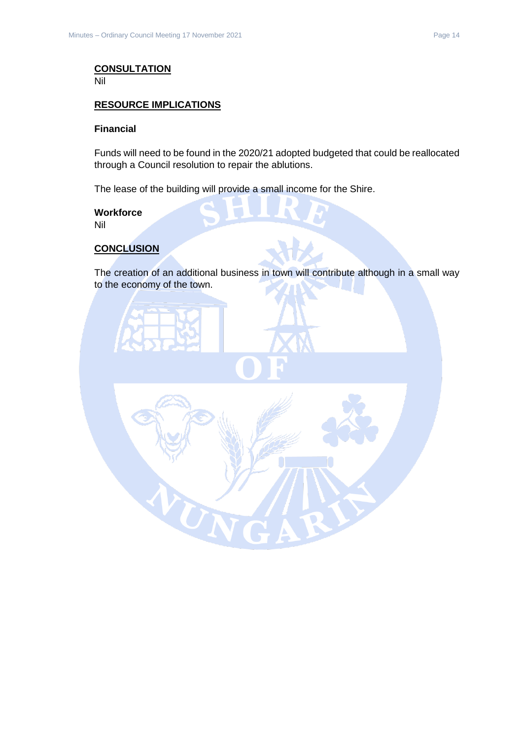**CONSULTATION**

Nil

**RESOURCE IMPLICATIONS**

**Financial**

Funds will need to be found in the 2020/21 adopted budgeted that could be reallocated through a Council resolution to repair the ablutions.

The lease of the building will provide a small income for the Shire.

**Workforce**

Nil

**CONCLUSION**

The creation of an additional business in town will contribute although in a small way to the economy of the town.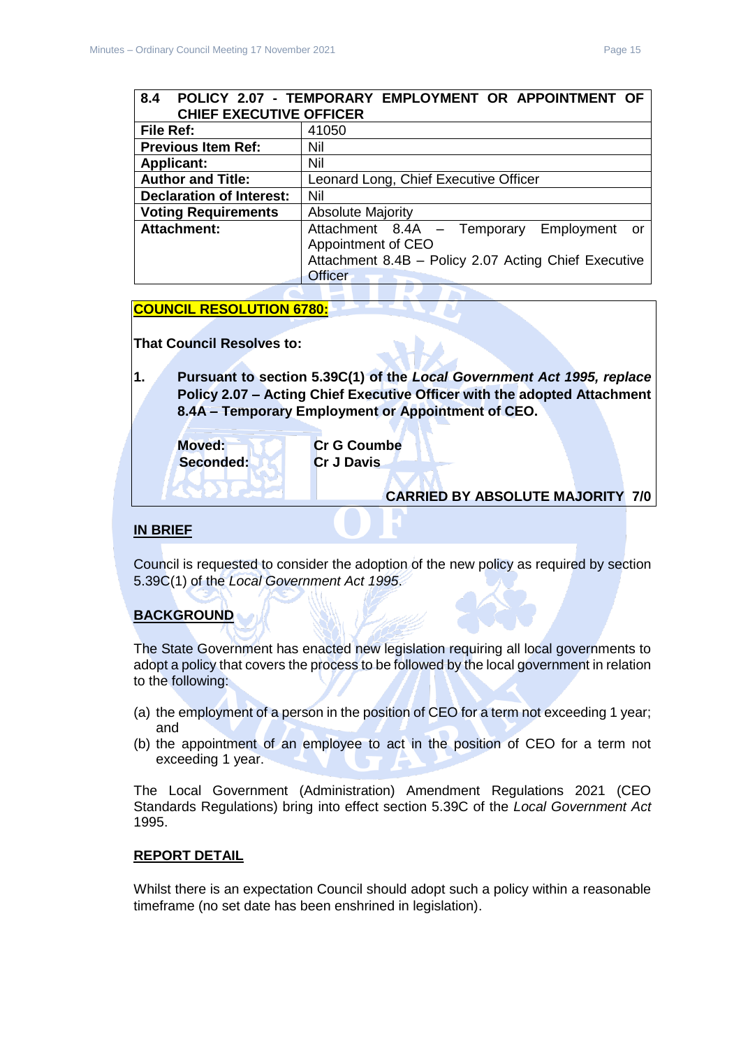| 8.4 POLICY 2.07 - TEMPORARY EMPLOYMENT OR APPOINTMENT OF CHIEF EXECUTIVE OFFICER | |
|---|---|
| **File Ref:** | 41050 |
| **Previous Item Ref:** | Nil |
| **Applicant:** | Nil |
| **Author and Title:** | Leonard Long, Chief Executive Officer |
| **Declaration of Interest:** | Nil |
| **Voting Requirements** | Absolute Majority |
| **Attachment:** | Attachment 8.4A – Temporary Employment or Appointment of CEO<br>Attachment 8.4B – Policy 2.07 Acting Chief Executive Officer |

**COUNCIL RESOLUTION 6780:**

**That Council Resolves to:**

**1. Pursuant to section 5.39C(1) of the *Local Government Act 1995, replace* Policy 2.07 – Acting Chief Executive Officer with the adopted Attachment 8.4A – Temporary Employment or Appointment of CEO.**

| **Moved:** | **Cr G Coumbe** |
|---|---|
| **Seconded:** | **Cr J Davis** |

**CARRIED BY ABSOLUTE MAJORITY 7/0**

## IN BRIEF

Council is requested to consider the adoption of the new policy as required by section 5.39C(1) of the *Local Government Act 1995*.

## BACKGROUND

The State Government has enacted new legislation requiring all local governments to adopt a policy that covers the process to be followed by the local government in relation to the following:

(a) the employment of a person in the position of CEO for a term not exceeding 1 year; and
(b) the appointment of an employee to act in the position of CEO for a term not exceeding 1 year.

The Local Government (Administration) Amendment Regulations 2021 (CEO Standards Regulations) bring into effect section 5.39C of the *Local Government Act* 1995.

## REPORT DETAIL

Whilst there is an expectation Council should adopt such a policy within a reasonable timeframe (no set date has been enshrined in legislation).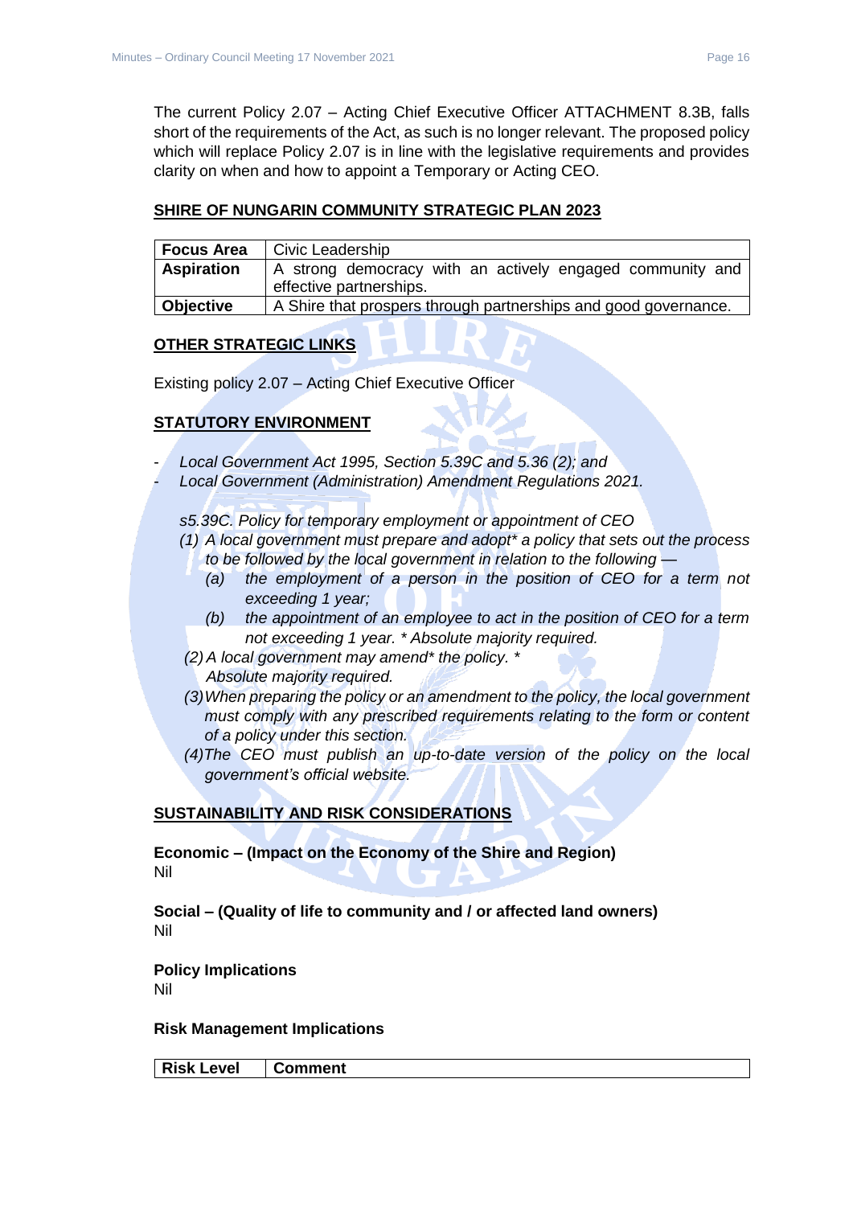The current Policy 2.07 – Acting Chief Executive Officer ATTACHMENT 8.3B, falls short of the requirements of the Act, as such is no longer relevant. The proposed policy which will replace Policy 2.07 is in line with the legislative requirements and provides clarity on when and how to appoint a Temporary or Acting CEO.

## SHIRE OF NUNGARIN COMMUNITY STRATEGIC PLAN 2023

| **Focus Area** | Civic Leadership |
|---|---|
| **Aspiration** | A strong democracy with an actively engaged community and effective partnerships. |
| **Objective** | A Shire that prospers through partnerships and good governance. |

## OTHER STRATEGIC LINKS

Existing policy 2.07 – Acting Chief Executive Officer

## STATUTORY ENVIRONMENT

- *Local Government Act 1995, Section 5.39C and 5.36 (2); and*
- *Local Government (Administration) Amendment Regulations 2021.*

*s5.39C. Policy for temporary employment or appointment of CEO*

*(1) A local government must prepare and adopt* a policy that sets out the process to be followed by the local government in relation to the following —*

*(a) the employment of a person in the position of CEO for a term not exceeding 1 year;*

*(b) the appointment of an employee to act in the position of CEO for a term not exceeding 1 year. * Absolute majority required.*

*(2) A local government may amend* the policy. * Absolute majority required.*

*(3) When preparing the policy or an amendment to the policy, the local government must comply with any prescribed requirements relating to the form or content of a policy under this section.*

*(4) The CEO must publish an up-to-date version of the policy on the local government's official website.*

## SUSTAINABILITY AND RISK CONSIDERATIONS

**Economic – (Impact on the Economy of the Shire and Region)**
Nil

**Social – (Quality of life to community and / or affected land owners)**
Nil

**Policy Implications**
Nil

**Risk Management Implications**

| **Risk Level** | **Comment** |
|---|---|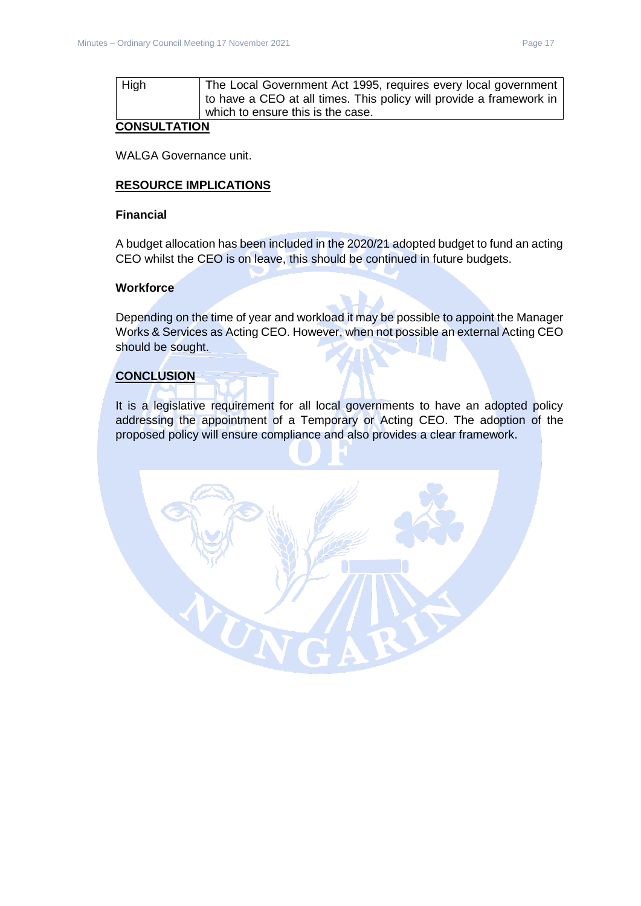| High | The Local Government Act 1995, requires every local government to have a CEO at all times. This policy will provide a framework in which to ensure this is the case. |
|---|---|

**CONSULTATION**

WALGA Governance unit.

**RESOURCE IMPLICATIONS**

**Financial**

A budget allocation has been included in the 2020/21 adopted budget to fund an acting CEO whilst the CEO is on leave, this should be continued in future budgets.

**Workforce**

Depending on the time of year and workload it may be possible to appoint the Manager Works & Services as Acting CEO. However, when not possible an external Acting CEO should be sought.

**CONCLUSION**

It is a legislative requirement for all local governments to have an adopted policy addressing the appointment of a Temporary or Acting CEO. The adoption of the proposed policy will ensure compliance and also provides a clear framework.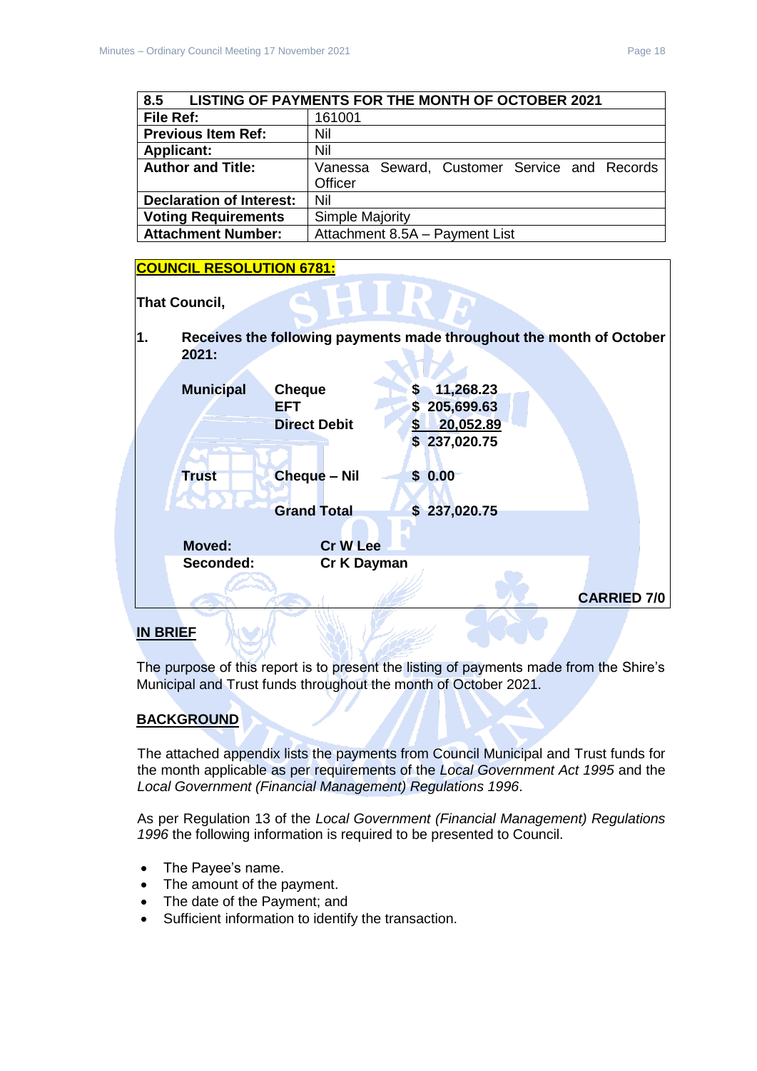| 8.5 | LISTING OF PAYMENTS FOR THE MONTH OF OCTOBER 2021 |
| --- | --- |
| **File Ref:** | 161001 |
| **Previous Item Ref:** | Nil |
| **Applicant:** | Nil |
| **Author and Title:** | Vanessa Seward, Customer Service and Records Officer |
| **Declaration of Interest:** | Nil |
| **Voting Requirements** | Simple Majority |
| **Attachment Number:** | Attachment 8.5A – Payment List |

**COUNCIL RESOLUTION 6781:**

**That Council,**

**1. Receives the following payments made throughout the month of October 2021:**

| | | |
| --- | --- | --- |
| **Municipal** | **Cheque** | **$ 11,268.23** |
| | **EFT** | **$ 205,699.63** |
| | **Direct Debit** | **$ 20,052.89** |
| | | **$ 237,020.75** |
| **Trust** | **Cheque – Nil** | **$ 0.00** |
| | **Grand Total** | **$ 237,020.75** |

**Moved:** **Cr W Lee**
**Seconded:** **Cr K Dayman**

**CARRIED 7/0**

## IN BRIEF

The purpose of this report is to present the listing of payments made from the Shire's Municipal and Trust funds throughout the month of October 2021.

## BACKGROUND

The attached appendix lists the payments from Council Municipal and Trust funds for the month applicable as per requirements of the *Local Government Act 1995* and the *Local Government (Financial Management) Regulations 1996*.

As per Regulation 13 of the *Local Government (Financial Management) Regulations 1996* the following information is required to be presented to Council.

- The Payee's name.
- The amount of the payment.
- The date of the Payment; and
- Sufficient information to identify the transaction.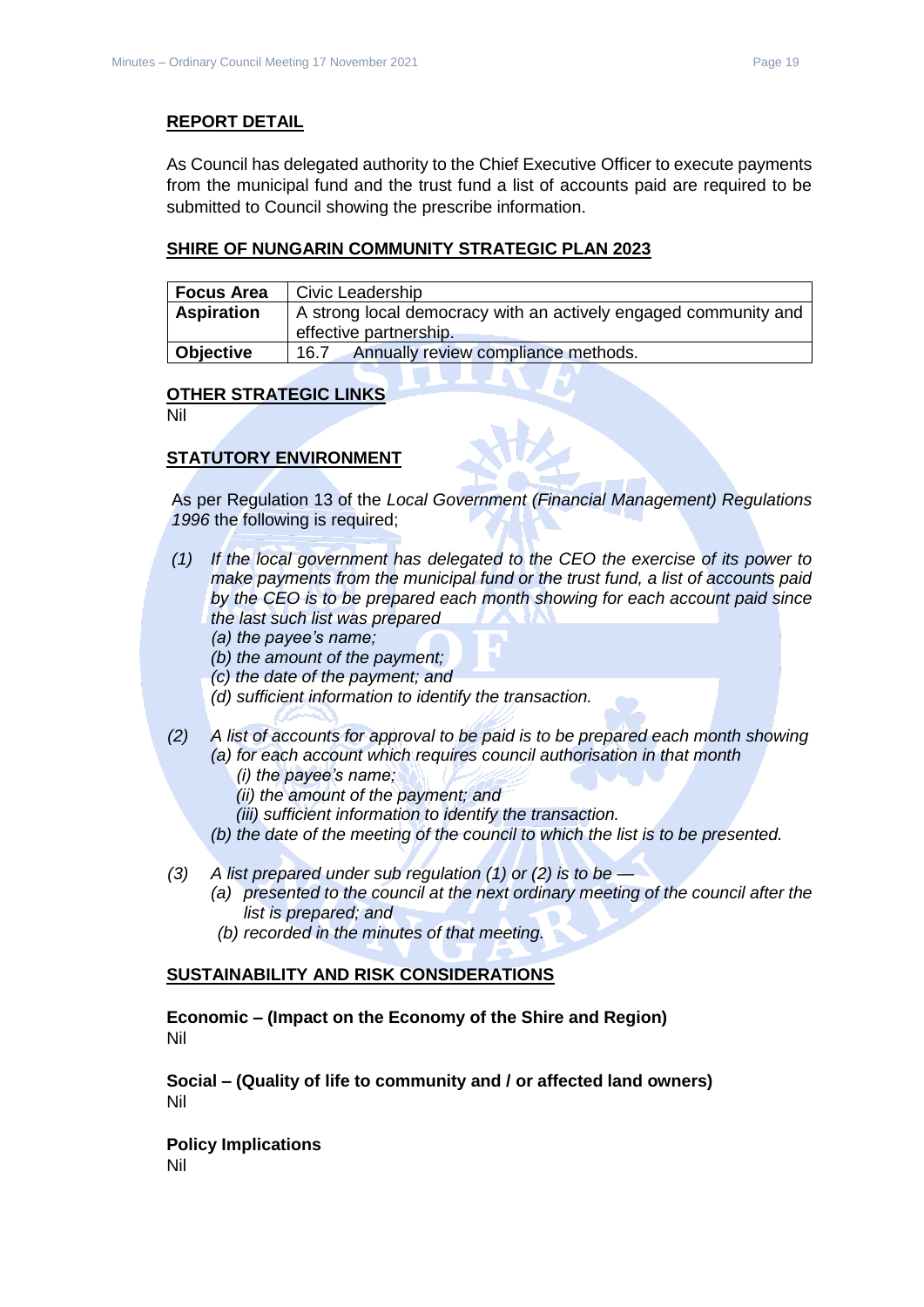## REPORT DETAIL

As Council has delegated authority to the Chief Executive Officer to execute payments from the municipal fund and the trust fund a list of accounts paid are required to be submitted to Council showing the prescribe information.

## SHIRE OF NUNGARIN COMMUNITY STRATEGIC PLAN 2023

| **Focus Area** | Civic Leadership |
|---|---|
| **Aspiration** | A strong local democracy with an actively engaged community and effective partnership. |
| **Objective** | 16.7 Annually review compliance methods. |

## OTHER STRATEGIC LINKS

Nil

## STATUTORY ENVIRONMENT

As per Regulation 13 of the *Local Government (Financial Management) Regulations 1996* the following is required;

*(1) If the local government has delegated to the CEO the exercise of its power to make payments from the municipal fund or the trust fund, a list of accounts paid by the CEO is to be prepared each month showing for each account paid since the last such list was prepared*

*(a) the payee's name;*

*(b) the amount of the payment;*

*(c) the date of the payment; and*

*(d) sufficient information to identify the transaction.*

*(2) A list of accounts for approval to be paid is to be prepared each month showing*

*(a) for each account which requires council authorisation in that month*

*(i) the payee's name;*

*(ii) the amount of the payment; and*

*(iii) sufficient information to identify the transaction.*

*(b) the date of the meeting of the council to which the list is to be presented.*

*(3) A list prepared under sub regulation (1) or (2) is to be —*

*(a) presented to the council at the next ordinary meeting of the council after the list is prepared; and*

*(b) recorded in the minutes of that meeting.*

## SUSTAINABILITY AND RISK CONSIDERATIONS

**Economic – (Impact on the Economy of the Shire and Region)**

Nil

**Social – (Quality of life to community and / or affected land owners)**

Nil

**Policy Implications**

Nil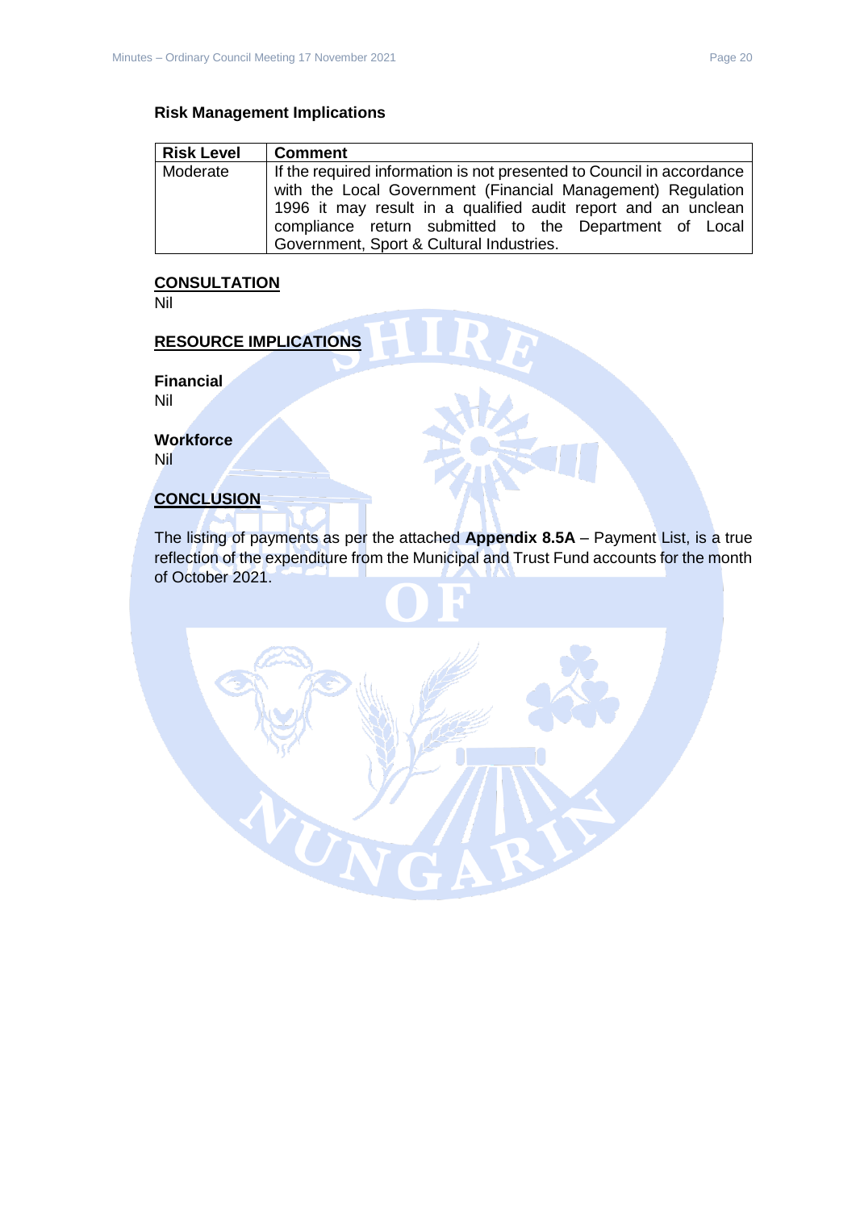**Risk Management Implications**

| Risk Level | Comment |
|---|---|
| Moderate | If the required information is not presented to Council in accordance with the Local Government (Financial Management) Regulation 1996 it may result in a qualified audit report and an unclean compliance return submitted to the Department of Local Government, Sport & Cultural Industries. |

## CONSULTATION

Nil

## RESOURCE IMPLICATIONS

**Financial**

Nil

**Workforce**

Nil

## CONCLUSION

The listing of payments as per the attached **Appendix 8.5A** – Payment List, is a true reflection of the expenditure from the Municipal and Trust Fund accounts for the month of October 2021.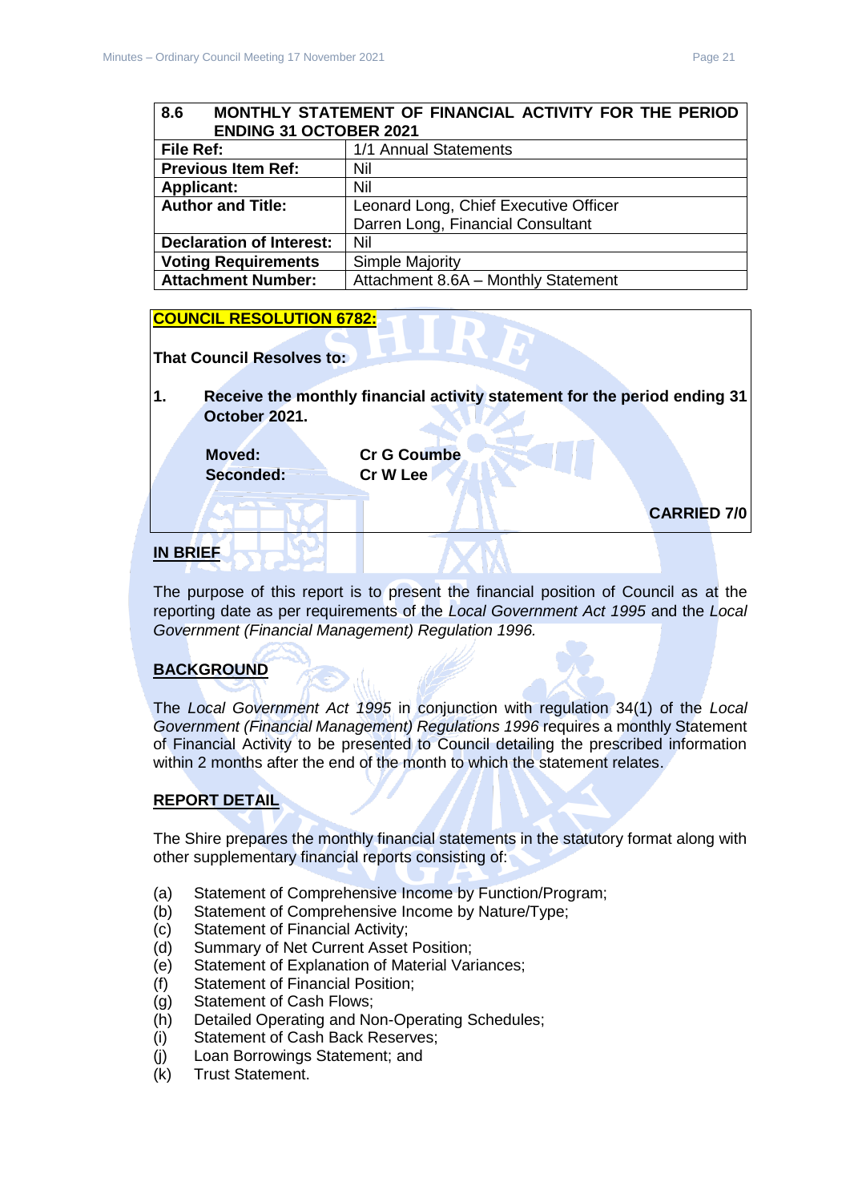| **8.6 MONTHLY STATEMENT OF FINANCIAL ACTIVITY FOR THE PERIOD ENDING 31 OCTOBER 2021** | |
|---|---|
| **File Ref:** | 1/1 Annual Statements |
| **Previous Item Ref:** | Nil |
| **Applicant:** | Nil |
| **Author and Title:** | Leonard Long, Chief Executive Officer<br>Darren Long, Financial Consultant |
| **Declaration of Interest:** | Nil |
| **Voting Requirements** | Simple Majority |
| **Attachment Number:** | Attachment 8.6A – Monthly Statement |

**COUNCIL RESOLUTION 6782:**

**That Council Resolves to:**

**1. Receive the monthly financial activity statement for the period ending 31 October 2021.**

| | |
|---|---|
| **Moved:** | **Cr G Coumbe** |
| **Seconded:** | **Cr W Lee** |

**CARRIED 7/0**

## IN BRIEF

The purpose of this report is to present the financial position of Council as at the reporting date as per requirements of the *Local Government Act 1995* and the *Local Government (Financial Management) Regulation 1996.*

## BACKGROUND

The *Local Government Act 1995* in conjunction with regulation 34(1) of the *Local Government (Financial Management) Regulations 1996* requires a monthly Statement of Financial Activity to be presented to Council detailing the prescribed information within 2 months after the end of the month to which the statement relates.

## REPORT DETAIL

The Shire prepares the monthly financial statements in the statutory format along with other supplementary financial reports consisting of:

(a) Statement of Comprehensive Income by Function/Program;
(b) Statement of Comprehensive Income by Nature/Type;
(c) Statement of Financial Activity;
(d) Summary of Net Current Asset Position;
(e) Statement of Explanation of Material Variances;
(f) Statement of Financial Position;
(g) Statement of Cash Flows;
(h) Detailed Operating and Non-Operating Schedules;
(i) Statement of Cash Back Reserves;
(j) Loan Borrowings Statement; and
(k) Trust Statement.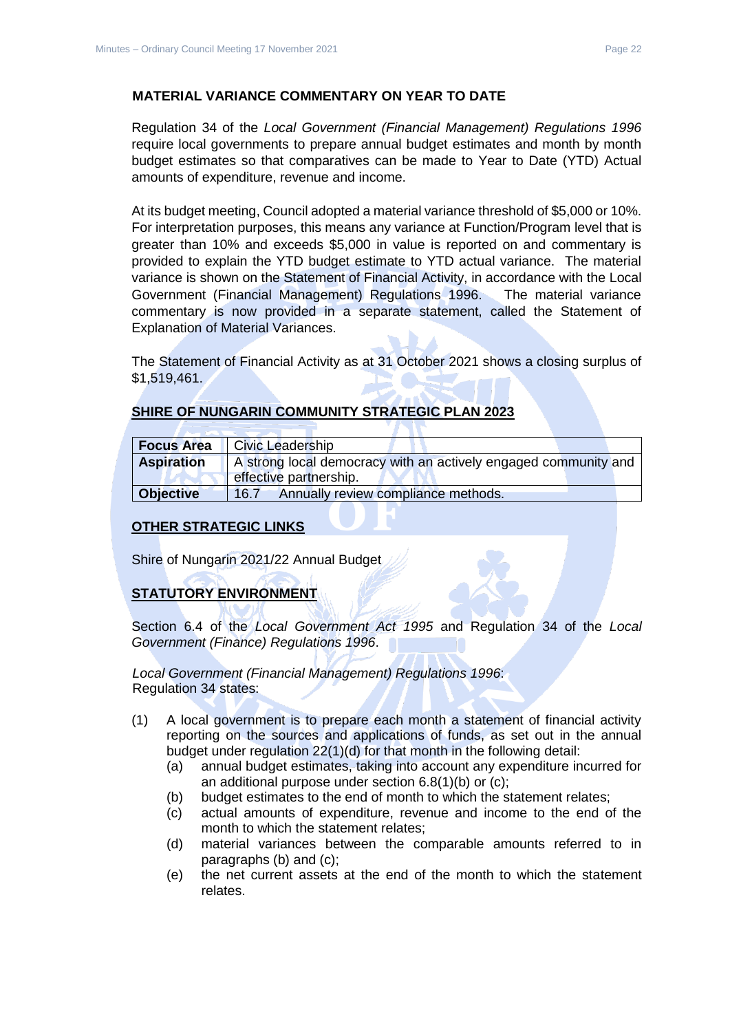## MATERIAL VARIANCE COMMENTARY ON YEAR TO DATE

Regulation 34 of the *Local Government (Financial Management) Regulations 1996* require local governments to prepare annual budget estimates and month by month budget estimates so that comparatives can be made to Year to Date (YTD) Actual amounts of expenditure, revenue and income.

At its budget meeting, Council adopted a material variance threshold of $5,000 or 10%. For interpretation purposes, this means any variance at Function/Program level that is greater than 10% and exceeds $5,000 in value is reported on and commentary is provided to explain the YTD budget estimate to YTD actual variance. The material variance is shown on the Statement of Financial Activity, in accordance with the Local Government (Financial Management) Regulations 1996. The material variance commentary is now provided in a separate statement, called the Statement of Explanation of Material Variances.

The Statement of Financial Activity as at 31 October 2021 shows a closing surplus of $1,519,461.

## SHIRE OF NUNGARIN COMMUNITY STRATEGIC PLAN 2023

| **Focus Area** | Civic Leadership |
|---|---|
| **Aspiration** | A strong local democracy with an actively engaged community and effective partnership. |
| **Objective** | 16.7 Annually review compliance methods. |

## OTHER STRATEGIC LINKS

Shire of Nungarin 2021/22 Annual Budget

## STATUTORY ENVIRONMENT

Section 6.4 of the *Local Government Act 1995* and Regulation 34 of the *Local Government (Finance) Regulations 1996*.

*Local Government (Financial Management) Regulations 1996*:
Regulation 34 states:

(1) A local government is to prepare each month a statement of financial activity reporting on the sources and applications of funds, as set out in the annual budget under regulation 22(1)(d) for that month in the following detail:
   (a) annual budget estimates, taking into account any expenditure incurred for an additional purpose under section 6.8(1)(b) or (c);
   (b) budget estimates to the end of month to which the statement relates;
   (c) actual amounts of expenditure, revenue and income to the end of the month to which the statement relates;
   (d) material variances between the comparable amounts referred to in paragraphs (b) and (c);
   (e) the net current assets at the end of the month to which the statement relates.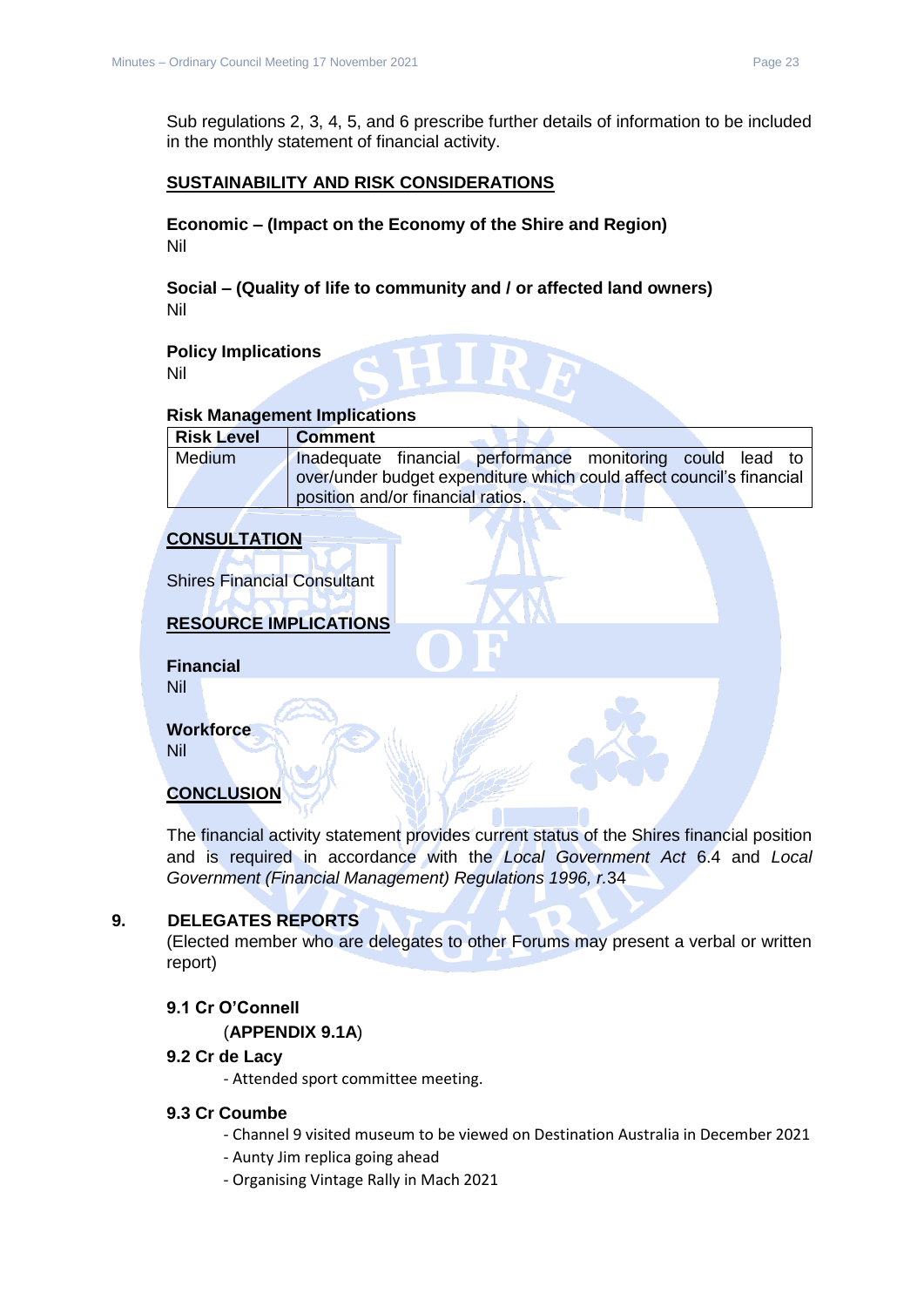Sub regulations 2, 3, 4, 5, and 6 prescribe further details of information to be included in the monthly statement of financial activity.

**SUSTAINABILITY AND RISK CONSIDERATIONS**

**Economic – (Impact on the Economy of the Shire and Region)**
Nil

**Social – (Quality of life to community and / or affected land owners)**
Nil

**Policy Implications**
Nil

**Risk Management Implications**

| Risk Level | Comment |
|---|---|
| Medium | Inadequate financial performance monitoring could lead to over/under budget expenditure which could affect council's financial position and/or financial ratios. |

**CONSULTATION**

Shires Financial Consultant

**RESOURCE IMPLICATIONS**

**Financial**
Nil

**Workforce**
Nil

**CONCLUSION**

The financial activity statement provides current status of the Shires financial position and is required in accordance with the *Local Government Act* 6.4 and *Local Government (Financial Management) Regulations 1996, r.*34

## 9. DELEGATES REPORTS

(Elected member who are delegates to other Forums may present a verbal or written report)

### 9.1 Cr O'Connell

(**APPENDIX 9.1A**)

### 9.2 Cr de Lacy

- Attended sport committee meeting.

### 9.3 Cr Coumbe

- Channel 9 visited museum to be viewed on Destination Australia in December 2021
- Aunty Jim replica going ahead
- Organising Vintage Rally in Mach 2021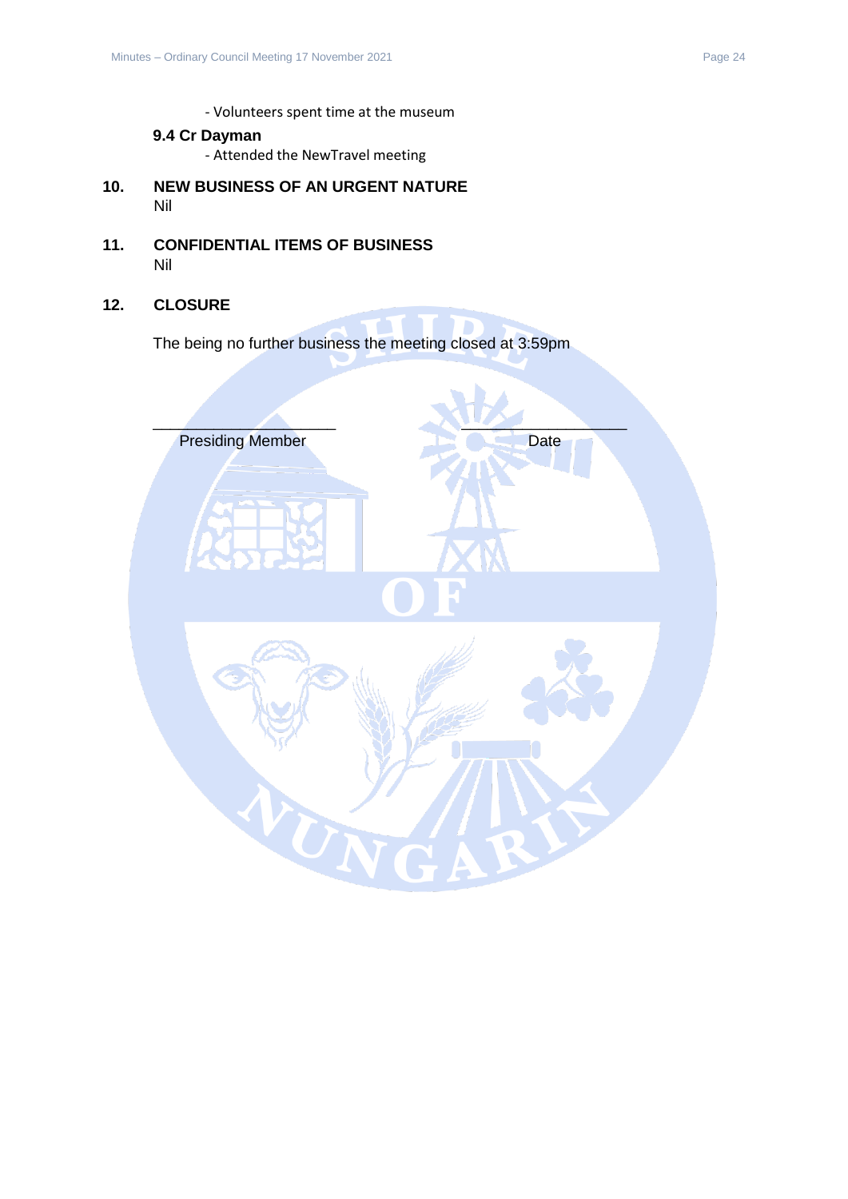- Volunteers spent time at the museum

**9.4 Cr Dayman**

- Attended the NewTravel meeting

## 10. NEW BUSINESS OF AN URGENT NATURE

Nil

## 11. CONFIDENTIAL ITEMS OF BUSINESS

Nil

## 12. CLOSURE

The being no further business the meeting closed at 3:59pm

\_\_\_\_\_\_\_\_\_\_\_\_\_\_\_\_\_\_\_\_\_ Presiding Member

\_\_\_\_\_\_\_\_\_\_\_\_\_\_\_\_\_\_\_ Date